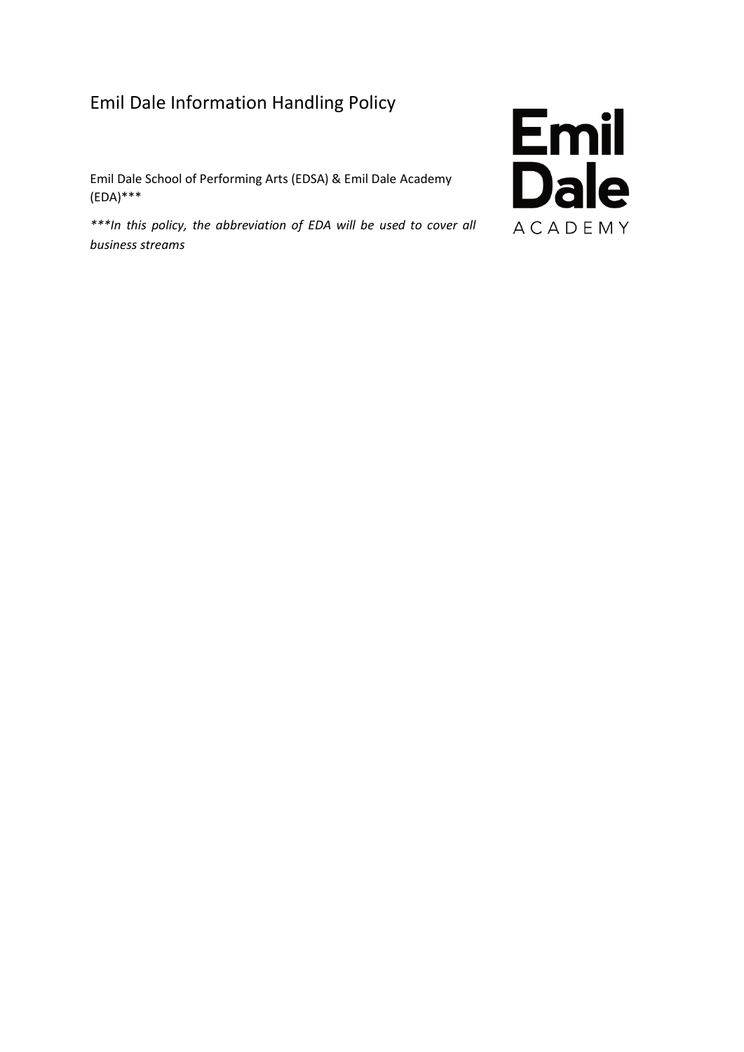# Emil Dale Information Handling Policy

Emil Dale School of Performing Arts (EDSA) & Emil Dale Academy (EDA)***

****In this policy, the abbreviation of EDA will be used to cover all business streams*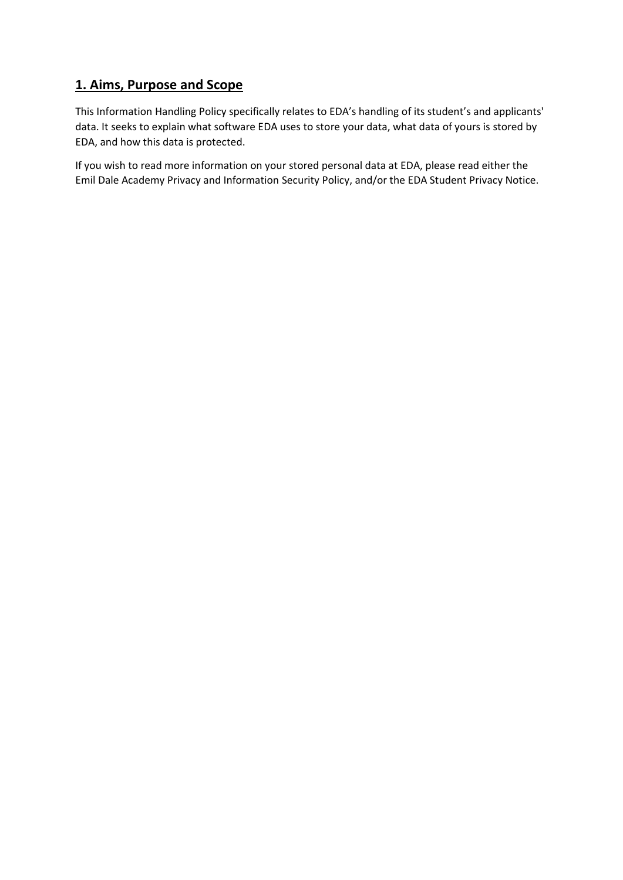## 1. Aims, Purpose and Scope

This Information Handling Policy specifically relates to EDA's handling of its student's and applicants' data. It seeks to explain what software EDA uses to store your data, what data of yours is stored by EDA, and how this data is protected.

If you wish to read more information on your stored personal data at EDA, please read either the Emil Dale Academy Privacy and Information Security Policy, and/or the EDA Student Privacy Notice.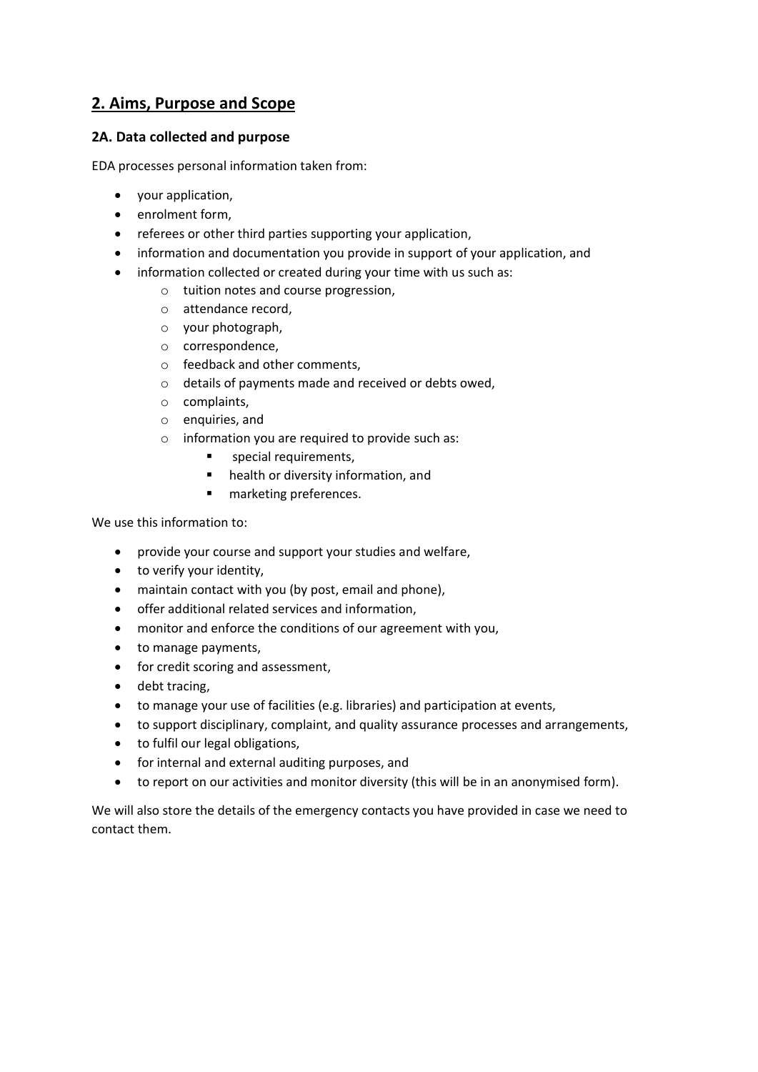## 2. Aims, Purpose and Scope

### 2A. Data collected and purpose

EDA processes personal information taken from:

- your application,
- enrolment form,
- referees or other third parties supporting your application,
- information and documentation you provide in support of your application, and
- information collected or created during your time with us such as:
  - tuition notes and course progression,
  - attendance record,
  - your photograph,
  - correspondence,
  - feedback and other comments,
  - details of payments made and received or debts owed,
  - complaints,
  - enquiries, and
  - information you are required to provide such as:
    - special requirements,
    - health or diversity information, and
    - marketing preferences.

We use this information to:

- provide your course and support your studies and welfare,
- to verify your identity,
- maintain contact with you (by post, email and phone),
- offer additional related services and information,
- monitor and enforce the conditions of our agreement with you,
- to manage payments,
- for credit scoring and assessment,
- debt tracing,
- to manage your use of facilities (e.g. libraries) and participation at events,
- to support disciplinary, complaint, and quality assurance processes and arrangements,
- to fulfil our legal obligations,
- for internal and external auditing purposes, and
- to report on our activities and monitor diversity (this will be in an anonymised form).

We will also store the details of the emergency contacts you have provided in case we need to contact them.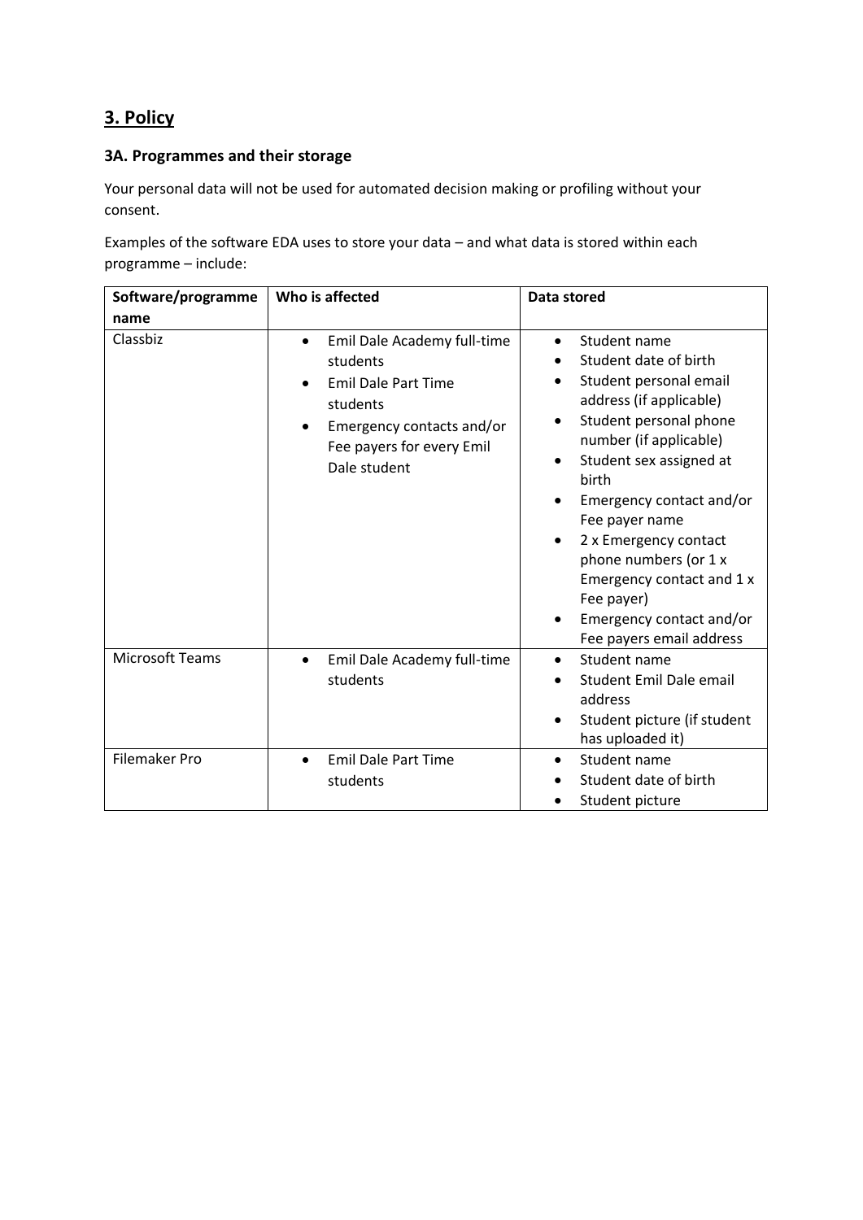## 3. Policy

### 3A. Programmes and their storage

Your personal data will not be used for automated decision making or profiling without your consent.

Examples of the software EDA uses to store your data – and what data is stored within each programme – include:

| Software/programme name | Who is affected | Data stored |
|---|---|---|
| Classbiz | • Emil Dale Academy full-time students<br>• Emil Dale Part Time students<br>• Emergency contacts and/or Fee payers for every Emil Dale student | • Student name<br>• Student date of birth<br>• Student personal email address (if applicable)<br>• Student personal phone number (if applicable)<br>• Student sex assigned at birth<br>• Emergency contact and/or Fee payer name<br>• 2 x Emergency contact phone numbers (or 1 x Emergency contact and 1 x Fee payer)<br>• Emergency contact and/or Fee payers email address |
| Microsoft Teams | • Emil Dale Academy full-time students | • Student name<br>• Student Emil Dale email address<br>• Student picture (if student has uploaded it) |
| Filemaker Pro | • Emil Dale Part Time students | • Student name<br>• Student date of birth<br>• Student picture |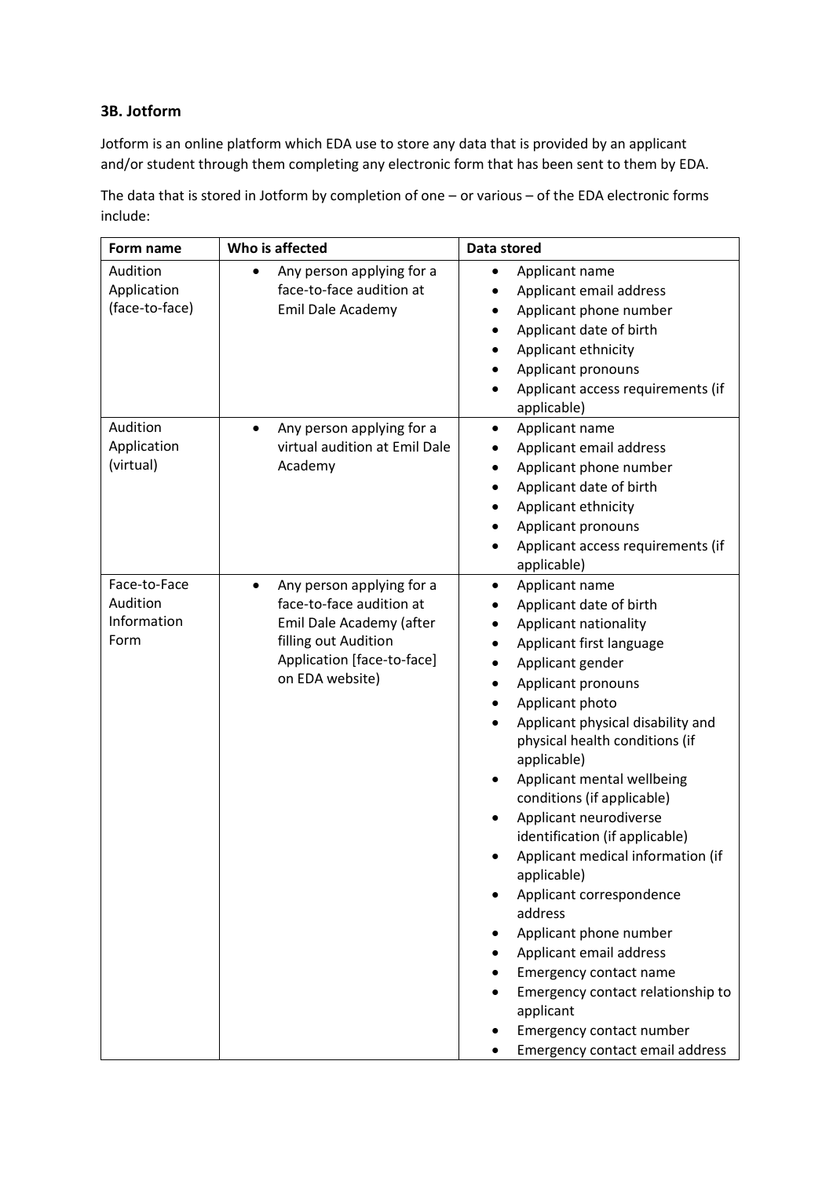### 3B. Jotform

Jotform is an online platform which EDA use to store any data that is provided by an applicant and/or student through them completing any electronic form that has been sent to them by EDA.

The data that is stored in Jotform by completion of one – or various – of the EDA electronic forms include:

| Form name | Who is affected | Data stored |
|---|---|---|
| Audition Application (face-to-face) | • Any person applying for a face-to-face audition at Emil Dale Academy | • Applicant name<br>• Applicant email address<br>• Applicant phone number<br>• Applicant date of birth<br>• Applicant ethnicity<br>• Applicant pronouns<br>• Applicant access requirements (if applicable) |
| Audition Application (virtual) | • Any person applying for a virtual audition at Emil Dale Academy | • Applicant name<br>• Applicant email address<br>• Applicant phone number<br>• Applicant date of birth<br>• Applicant ethnicity<br>• Applicant pronouns<br>• Applicant access requirements (if applicable) |
| Face-to-Face Audition Information Form | • Any person applying for a face-to-face audition at Emil Dale Academy (after filling out Audition Application [face-to-face] on EDA website) | • Applicant name<br>• Applicant date of birth<br>• Applicant nationality<br>• Applicant first language<br>• Applicant gender<br>• Applicant pronouns<br>• Applicant photo<br>• Applicant physical disability and physical health conditions (if applicable)<br>• Applicant mental wellbeing conditions (if applicable)<br>• Applicant neurodiverse identification (if applicable)<br>• Applicant medical information (if applicable)<br>• Applicant correspondence address<br>• Applicant phone number<br>• Applicant email address<br>• Emergency contact name<br>• Emergency contact relationship to applicant<br>• Emergency contact number<br>• Emergency contact email address |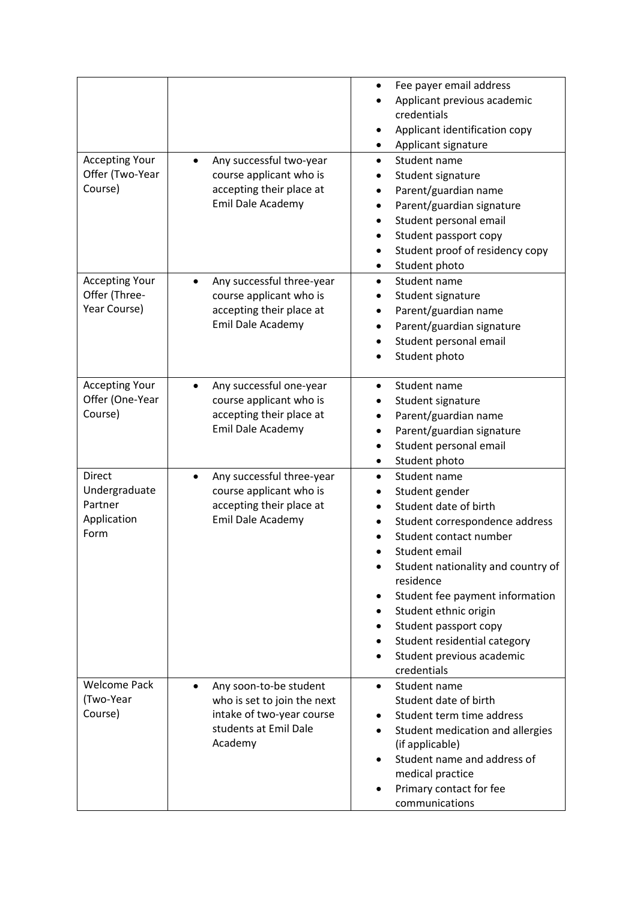| | | |
|---|---|---|
| | | • Fee payer email address<br>• Applicant previous academic credentials<br>• Applicant identification copy<br>• Applicant signature |
| Accepting Your Offer (Two-Year Course) | • Any successful two-year course applicant who is accepting their place at Emil Dale Academy | • Student name<br>• Student signature<br>• Parent/guardian name<br>• Parent/guardian signature<br>• Student personal email<br>• Student passport copy<br>• Student proof of residency copy<br>• Student photo |
| Accepting Your Offer (Three-Year Course) | • Any successful three-year course applicant who is accepting their place at Emil Dale Academy | • Student name<br>• Student signature<br>• Parent/guardian name<br>• Parent/guardian signature<br>• Student personal email<br>• Student photo |
| Accepting Your Offer (One-Year Course) | • Any successful one-year course applicant who is accepting their place at Emil Dale Academy | • Student name<br>• Student signature<br>• Parent/guardian name<br>• Parent/guardian signature<br>• Student personal email<br>• Student photo |
| Direct Undergraduate Partner Application Form | • Any successful three-year course applicant who is accepting their place at Emil Dale Academy | • Student name<br>• Student gender<br>• Student date of birth<br>• Student correspondence address<br>• Student contact number<br>• Student email<br>• Student nationality and country of residence<br>• Student fee payment information<br>• Student ethnic origin<br>• Student passport copy<br>• Student residential category<br>• Student previous academic credentials |
| Welcome Pack (Two-Year Course) | • Any soon-to-be student who is set to join the next intake of two-year course students at Emil Dale Academy | • Student name<br>Student date of birth<br>• Student term time address<br>• Student medication and allergies (if applicable)<br>• Student name and address of medical practice<br>• Primary contact for fee communications |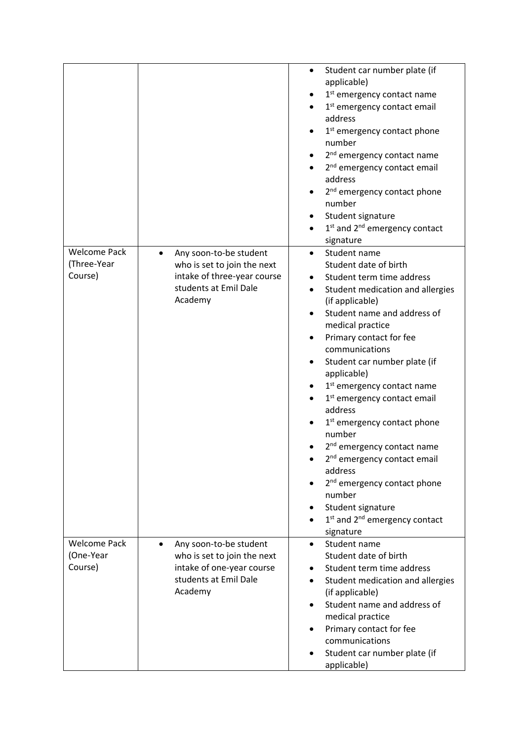| | | |
|---|---|---|
| | | • Student car number plate (if applicable)<br>• 1st emergency contact name<br>• 1st emergency contact email address<br>• 1st emergency contact phone number<br>• 2nd emergency contact name<br>• 2nd emergency contact email address<br>• 2nd emergency contact phone number<br>• Student signature<br>• 1st and 2nd emergency contact signature |
| Welcome Pack (Three-Year Course) | • Any soon-to-be student who is set to join the next intake of three-year course students at Emil Dale Academy | • Student name<br>Student date of birth<br>• Student term time address<br>• Student medication and allergies (if applicable)<br>• Student name and address of medical practice<br>• Primary contact for fee communications<br>• Student car number plate (if applicable)<br>• 1st emergency contact name<br>• 1st emergency contact email address<br>• 1st emergency contact phone number<br>• 2nd emergency contact name<br>• 2nd emergency contact email address<br>• 2nd emergency contact phone number<br>• Student signature<br>• 1st and 2nd emergency contact signature |
| Welcome Pack (One-Year Course) | • Any soon-to-be student who is set to join the next intake of one-year course students at Emil Dale Academy | • Student name<br>Student date of birth<br>• Student term time address<br>• Student medication and allergies (if applicable)<br>• Student name and address of medical practice<br>• Primary contact for fee communications<br>• Student car number plate (if applicable) |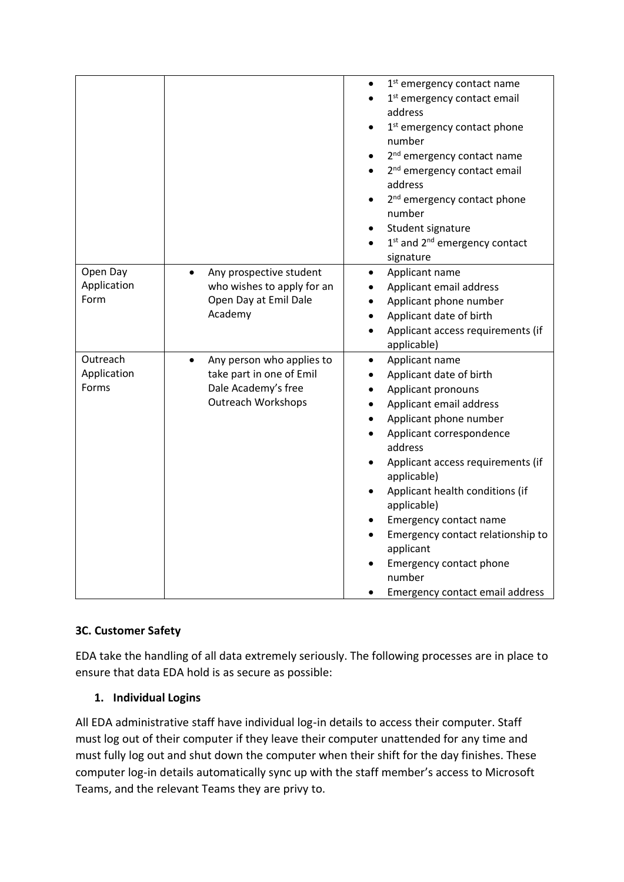| | | |
|---|---|---|
| | | • 1st emergency contact name<br>• 1st emergency contact email address<br>• 1st emergency contact phone number<br>• 2nd emergency contact name<br>• 2nd emergency contact email address<br>• 2nd emergency contact phone number<br>• Student signature<br>• 1st and 2nd emergency contact signature |
| Open Day Application Form | • Any prospective student who wishes to apply for an Open Day at Emil Dale Academy | • Applicant name<br>• Applicant email address<br>• Applicant phone number<br>• Applicant date of birth<br>• Applicant access requirements (if applicable) |
| Outreach Application Forms | • Any person who applies to take part in one of Emil Dale Academy's free Outreach Workshops | • Applicant name<br>• Applicant date of birth<br>• Applicant pronouns<br>• Applicant email address<br>• Applicant phone number<br>• Applicant correspondence address<br>• Applicant access requirements (if applicable)<br>• Applicant health conditions (if applicable)<br>• Emergency contact name<br>• Emergency contact relationship to applicant<br>• Emergency contact phone number<br>• Emergency contact email address |

**3C. Customer Safety**

EDA take the handling of all data extremely seriously. The following processes are in place to ensure that data EDA hold is as secure as possible:

1. **Individual Logins**

All EDA administrative staff have individual log-in details to access their computer. Staff must log out of their computer if they leave their computer unattended for any time and must fully log out and shut down the computer when their shift for the day finishes. These computer log-in details automatically sync up with the staff member's access to Microsoft Teams, and the relevant Teams they are privy to.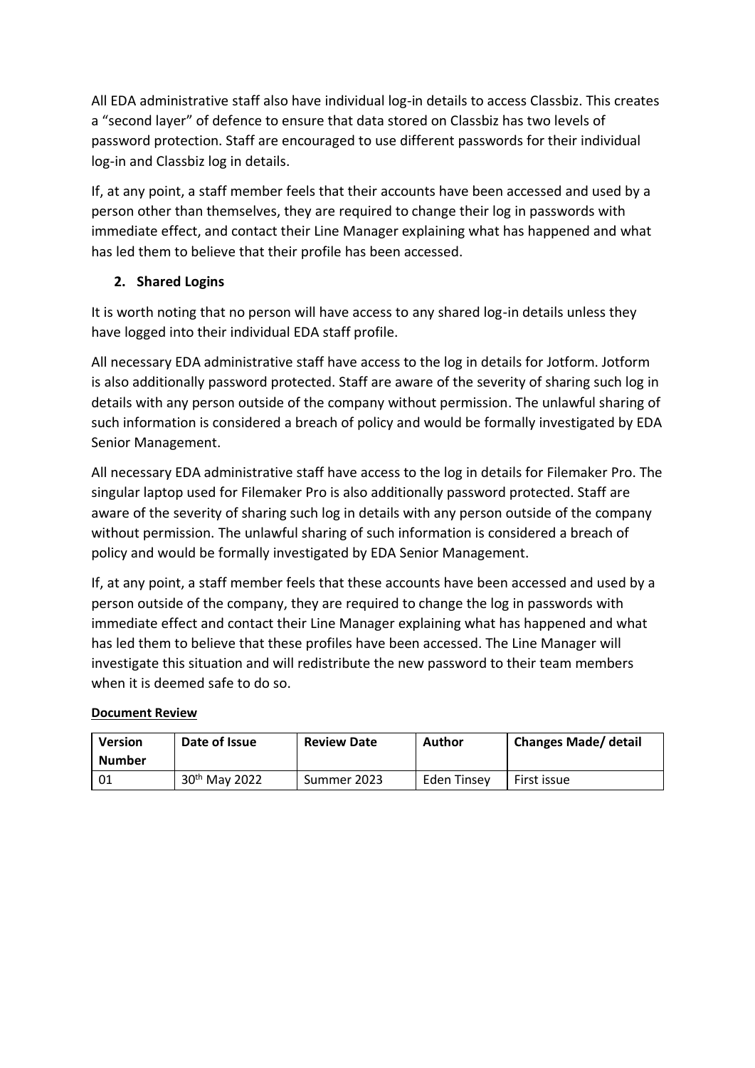All EDA administrative staff also have individual log-in details to access Classbiz. This creates a “second layer” of defence to ensure that data stored on Classbiz has two levels of password protection. Staff are encouraged to use different passwords for their individual log-in and Classbiz log in details.

If, at any point, a staff member feels that their accounts have been accessed and used by a person other than themselves, they are required to change their log in passwords with immediate effect, and contact their Line Manager explaining what has happened and what has led them to believe that their profile has been accessed.

## 2. Shared Logins

It is worth noting that no person will have access to any shared log-in details unless they have logged into their individual EDA staff profile.

All necessary EDA administrative staff have access to the log in details for Jotform. Jotform is also additionally password protected. Staff are aware of the severity of sharing such log in details with any person outside of the company without permission. The unlawful sharing of such information is considered a breach of policy and would be formally investigated by EDA Senior Management.

All necessary EDA administrative staff have access to the log in details for Filemaker Pro. The singular laptop used for Filemaker Pro is also additionally password protected. Staff are aware of the severity of sharing such log in details with any person outside of the company without permission. The unlawful sharing of such information is considered a breach of policy and would be formally investigated by EDA Senior Management.

If, at any point, a staff member feels that these accounts have been accessed and used by a person outside of the company, they are required to change the log in passwords with immediate effect and contact their Line Manager explaining what has happened and what has led them to believe that these profiles have been accessed. The Line Manager will investigate this situation and will redistribute the new password to their team members when it is deemed safe to do so.

**Document Review**

| Version Number | Date of Issue | Review Date | Author | Changes Made/ detail |
|---|---|---|---|---|
| 01 | 30th May 2022 | Summer 2023 | Eden Tinsey | First issue |